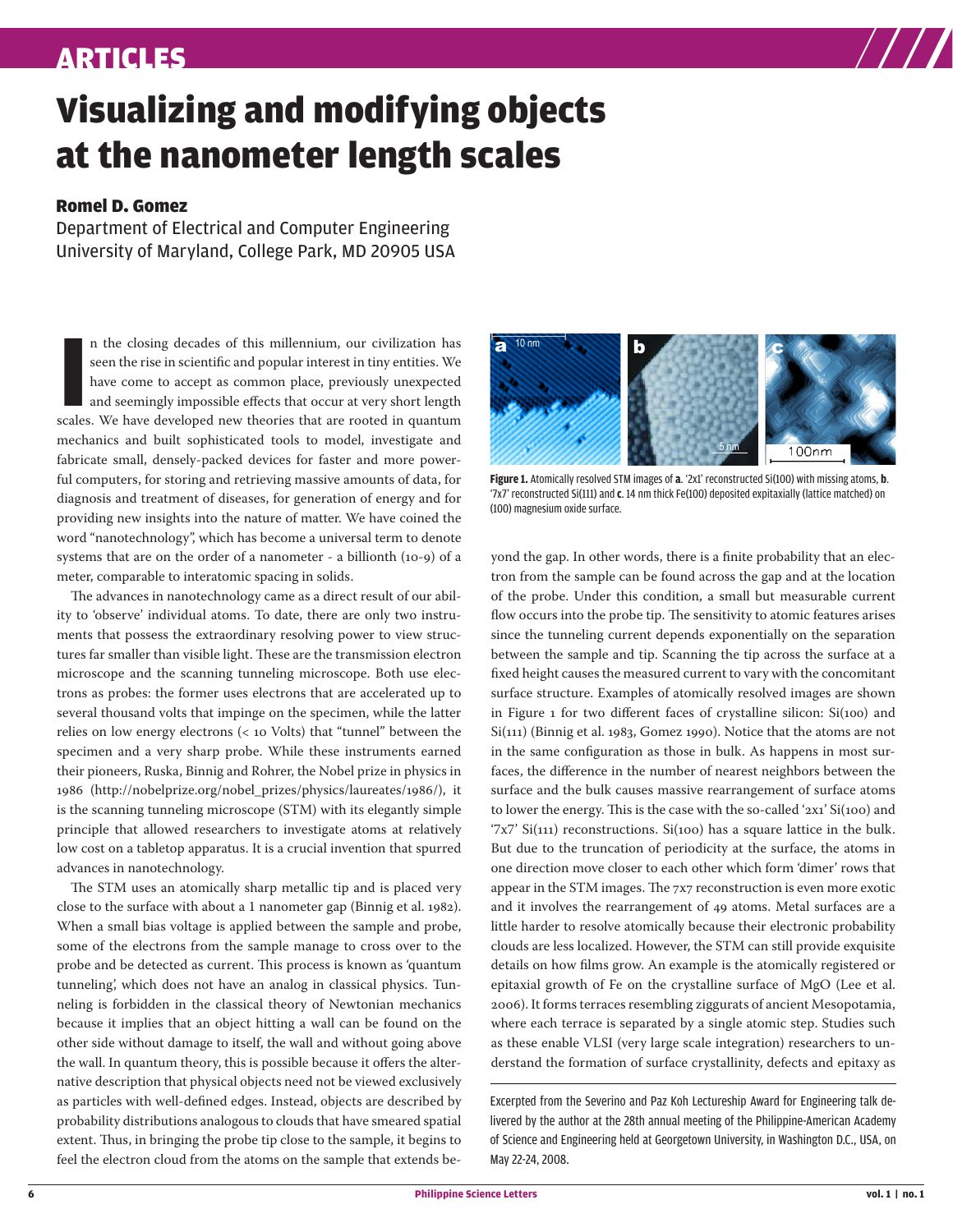# Visualizing and modifying objects at the nanometer length scales

**Romel D. Gomez**

Department of Electrical and Computer Engineering
University of Maryland, College Park, MD 20905 USA

In the closing decades of this millennium, our civilization has seen the rise in scientific and popular interest in tiny entities. We have come to accept as common place, previously unexpected and seemingly impossible effects that occur at very short length scales. We have developed new theories that are rooted in quantum mechanics and built sophisticated tools to model, investigate and fabricate small, densely-packed devices for faster and more powerful computers, for storing and retrieving massive amounts of data, for diagnosis and treatment of diseases, for generation of energy and for providing new insights into the nature of matter. We have coined the word "nanotechnology", which has become a universal term to denote systems that are on the order of a nanometer - a billionth (10-9) of a meter, comparable to interatomic spacing in solids.

The advances in nanotechnology came as a direct result of our ability to 'observe' individual atoms. To date, there are only two instruments that possess the extraordinary resolving power to view structures far smaller than visible light. These are the transmission electron microscope and the scanning tunneling microscope. Both use electrons as probes: the former uses electrons that are accelerated up to several thousand volts that impinge on the specimen, while the latter relies on low energy electrons (< 10 Volts) that "tunnel" between the specimen and a very sharp probe. While these instruments earned their pioneers, Ruska, Binnig and Rohrer, the Nobel prize in physics in 1986 (http://nobelprize.org/nobel_prizes/physics/laureates/1986/), it is the scanning tunneling microscope (STM) with its elegantly simple principle that allowed researchers to investigate atoms at relatively low cost on a tabletop apparatus. It is a crucial invention that spurred advances in nanotechnology.

The STM uses an atomically sharp metallic tip and is placed very close to the surface with about a 1 nanometer gap (Binnig et al. 1982). When a small bias voltage is applied between the sample and probe, some of the electrons from the sample manage to cross over to the probe and be detected as current. This process is known as 'quantum tunneling', which does not have an analog in classical physics. Tunneling is forbidden in the classical theory of Newtonian mechanics because it implies that an object hitting a wall can be found on the other side without damage to itself, the wall and without going above the wall. In quantum theory, this is possible because it offers the alternative description that physical objects need not be viewed exclusively as particles with well-defined edges. Instead, objects are described by probability distributions analogous to clouds that have smeared spatial extent. Thus, in bringing the probe tip close to the sample, it begins to feel the electron cloud from the atoms on the sample that extends beyond the gap. In other words, there is a finite probability that an electron from the sample can be found across the gap and at the location of the probe. Under this condition, a small but measurable current flow occurs into the probe tip. The sensitivity to atomic features arises since the tunneling current depends exponentially on the separation between the sample and tip. Scanning the tip across the surface at a fixed height causes the measured current to vary with the concomitant surface structure. Examples of atomically resolved images are shown in Figure 1 for two different faces of crystalline silicon: Si(100) and Si(111) (Binnig et al. 1983, Gomez 1990). Notice that the atoms are not in the same configuration as those in bulk. As happens in most surfaces, the difference in the number of nearest neighbors between the surface and the bulk causes massive rearrangement of surface atoms to lower the energy. This is the case with the so-called '2x1' Si(100) and '7x7' Si(111) reconstructions. Si(100) has a square lattice in the bulk. But due to the truncation of periodicity at the surface, the atoms in one direction move closer to each other which form 'dimer' rows that appear in the STM images. The 7x7 reconstruction is even more exotic and it involves the rearrangement of 49 atoms. Metal surfaces are a little harder to resolve atomically because their electronic probability clouds are less localized. However, the STM can still provide exquisite details on how films grow. An example is the atomically registered or epitaxial growth of Fe on the crystalline surface of MgO (Lee et al. 2006). It forms terraces resembling ziggurats of ancient Mesopotamia, where each terrace is separated by a single atomic step. Studies such as these enable VLSI (very large scale integration) researchers to understand the formation of surface crystallinity, defects and epitaxy as

**Figure 1.** Atomically resolved STM images of **a**. '2x1' reconstructed Si(100) with missing atoms, **b**. '7x7' reconstructed Si(111) and **c**. 14 nm thick Fe(100) deposited expitaxially (lattice matched) on (100) magnesium oxide surface.

Excerpted from the Severino and Paz Koh Lectureship Award for Engineering talk delivered by the author at the 28th annual meeting of the Philippine-American Academy of Science and Engineering held at Georgetown University, in Washington D.C., USA, on May 22-24, 2008.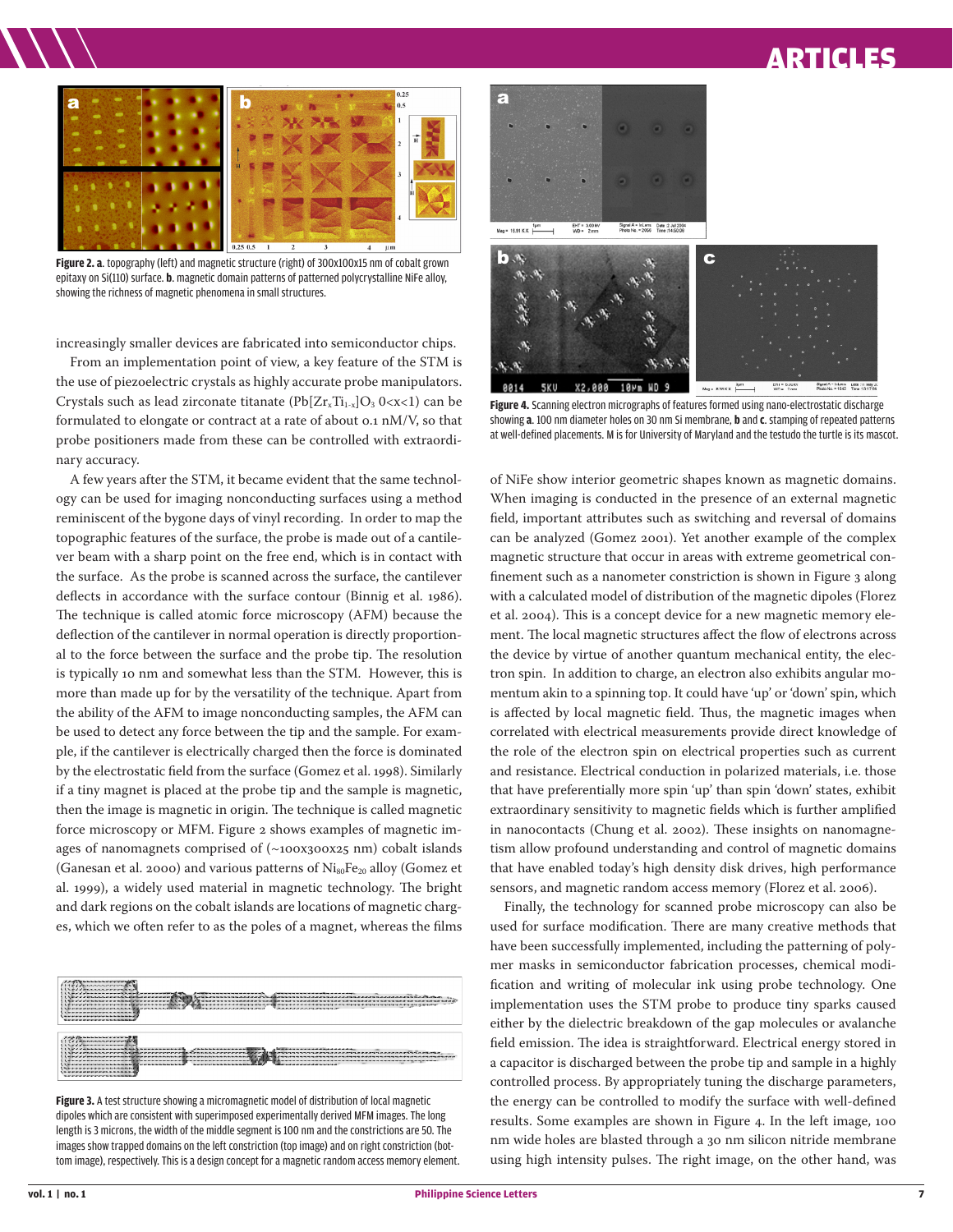Figure 2. **a**. topography (left) and magnetic structure (right) of 300x100x15 nm of cobalt grown epitaxy on Si(110) surface. **b**. magnetic domain patterns of patterned polycrystalline NiFe alloy, showing the richness of magnetic phenomena in small structures.

Figure 4. Scanning electron micrographs of features formed using nano-electrostatic discharge showing **a**. 100 nm diameter holes on 30 nm Si membrane, **b** and **c**. stamping of repeated patterns at well-defined placements. M is for University of Maryland and the testudo the turtle is its mascot.

increasingly smaller devices are fabricated into semiconductor chips.

From an implementation point of view, a key feature of the STM is the use of piezoelectric crystals as highly accurate probe manipulators. Crystals such as lead zirconate titanate ($Pb[Zr_xTi_{1-x}]O_3$ $0<x<1$) can be formulated to elongate or contract at a rate of about 0.1 nM/V, so that probe positioners made from these can be controlled with extraordinary accuracy.

A few years after the STM, it became evident that the same technology can be used for imaging nonconducting surfaces using a method reminiscent of the bygone days of vinyl recording. In order to map the topographic features of the surface, the probe is made out of a cantilever beam with a sharp point on the free end, which is in contact with the surface. As the probe is scanned across the surface, the cantilever deflects in accordance with the surface contour (Binnig et al. 1986). The technique is called atomic force microscopy (AFM) because the deflection of the cantilever in normal operation is directly proportional to the force between the surface and the probe tip. The resolution is typically 10 nm and somewhat less than the STM. However, this is more than made up for by the versatility of the technique. Apart from the ability of the AFM to image nonconducting samples, the AFM can be used to detect any force between the tip and the sample. For example, if the cantilever is electrically charged then the force is dominated by the electrostatic field from the surface (Gomez et al. 1998). Similarly if a tiny magnet is placed at the probe tip and the sample is magnetic, then the image is magnetic in origin. The technique is called magnetic force microscopy or MFM. Figure 2 shows examples of magnetic images of nanomagnets comprised of (~100x300x25 nm) cobalt islands (Ganesan et al. 2000) and various patterns of $Ni_{80}Fe_{20}$ alloy (Gomez et al. 1999), a widely used material in magnetic technology. The bright and dark regions on the cobalt islands are locations of magnetic charges, which we often refer to as the poles of a magnet, whereas the films of NiFe show interior geometric shapes known as magnetic domains. When imaging is conducted in the presence of an external magnetic field, important attributes such as switching and reversal of domains can be analyzed (Gomez 2001). Yet another example of the complex magnetic structure that occur in areas with extreme geometrical confinement such as a nanometer constriction is shown in Figure 3 along with a calculated model of distribution of the magnetic dipoles (Florez et al. 2004). This is a concept device for a new magnetic memory element. The local magnetic structures affect the flow of electrons across the device by virtue of another quantum mechanical entity, the electron spin. In addition to charge, an electron also exhibits angular momentum akin to a spinning top. It could have 'up' or 'down' spin, which is affected by local magnetic field. Thus, the magnetic images when correlated with electrical measurements provide direct knowledge of the role of the electron spin on electrical properties such as current and resistance. Electrical conduction in polarized materials, i.e. those that have preferentially more spin 'up' than spin 'down' states, exhibit extraordinary sensitivity to magnetic fields which is further amplified in nanocontacts (Chung et al. 2002). These insights on nanomagnetism allow profound understanding and control of magnetic domains that have enabled today's high density disk drives, high performance sensors, and magnetic random access memory (Florez et al. 2006).

Figure 3. A test structure showing a micromagnetic model of distribution of local magnetic dipoles which are consistent with superimposed experimentally derived MFM images. The long length is 3 microns, the width of the middle segment is 100 nm and the constrictions are 50. The images show trapped domains on the left constriction (top image) and on right constriction (bottom image), respectively. This is a design concept for a magnetic random access memory element.

Finally, the technology for scanned probe microscopy can also be used for surface modification. There are many creative methods that have been successfully implemented, including the patterning of polymer masks in semiconductor fabrication processes, chemical modification and writing of molecular ink using probe technology. One implementation uses the STM probe to produce tiny sparks caused either by the dielectric breakdown of the gap molecules or avalanche field emission. The idea is straightforward. Electrical energy stored in a capacitor is discharged between the probe tip and sample in a highly controlled process. By appropriately tuning the discharge parameters, the energy can be controlled to modify the surface with well-defined results. Some examples are shown in Figure 4. In the left image, 100 nm wide holes are blasted through a 30 nm silicon nitride membrane using high intensity pulses. The right image, on the other hand, was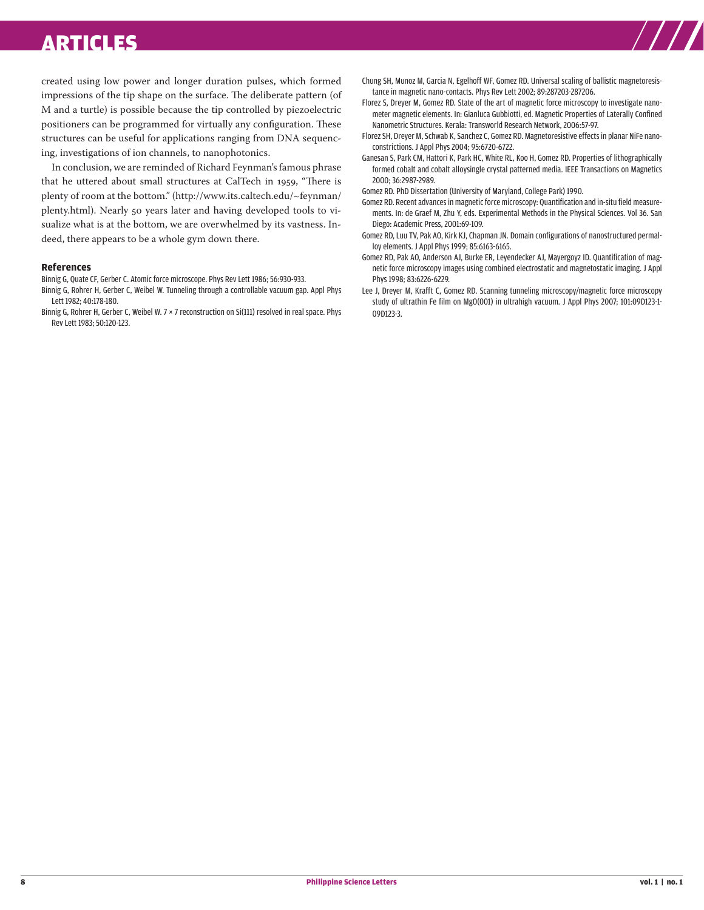created using low power and longer duration pulses, which formed impressions of the tip shape on the surface. The deliberate pattern (of M and a turtle) is possible because the tip controlled by piezoelectric positioners can be programmed for virtually any configuration. These structures can be useful for applications ranging from DNA sequencing, investigations of ion channels, to nanophotonics.

In conclusion, we are reminded of Richard Feynman's famous phrase that he uttered about small structures at CalTech in 1959, "There is plenty of room at the bottom." (http://www.its.caltech.edu/~feynman/plenty.html). Nearly 50 years later and having developed tools to visualize what is at the bottom, we are overwhelmed by its vastness. Indeed, there appears to be a whole gym down there.

### References

Binnig G, Quate CF, Gerber C. Atomic force microscope. Phys Rev Lett 1986; 56:930-933.

Binnig G, Rohrer H, Gerber C, Weibel W. Tunneling through a controllable vacuum gap. Appl Phys Lett 1982; 40:178-180.

Binnig G, Rohrer H, Gerber C, Weibel W. 7 × 7 reconstruction on Si(111) resolved in real space. Phys Rev Lett 1983; 50:120-123.

Chung SH, Munoz M, Garcia N, Egelhoff WF, Gomez RD. Universal scaling of ballistic magnetoresistance in magnetic nano-contacts. Phys Rev Lett 2002; 89:287203-287206.

Florez S, Dreyer M, Gomez RD. State of the art of magnetic force microscopy to investigate nanometer magnetic elements. In: Gianluca Gubbiotti, ed. Magnetic Properties of Laterally Confined Nanometric Structures. Kerala: Transworld Research Network, 2006:57-97.

Florez SH, Dreyer M, Schwab K, Sanchez C, Gomez RD. Magnetoresistive effects in planar NiFe nanoconstrictions. J Appl Phys 2004; 95:6720-6722.

Ganesan S, Park CM, Hattori K, Park HC, White RL, Koo H, Gomez RD. Properties of lithographically formed cobalt and cobalt alloysingle crystal patterned media. IEEE Transactions on Magnetics 2000; 36:2987-2989.

Gomez RD. PhD Dissertation (University of Maryland, College Park) 1990.

Gomez RD. Recent advances in magnetic force microscopy: Quantification and in-situ field measurements. In: de Graef M, Zhu Y, eds. Experimental Methods in the Physical Sciences. Vol 36. San Diego: Academic Press, 2001:69-109.

Gomez RD, Luu TV, Pak AO, Kirk KJ, Chapman JN. Domain configurations of nanostructured permalloy elements. J Appl Phys 1999; 85:6163-6165.

Gomez RD, Pak AO, Anderson AJ, Burke ER, Leyendecker AJ, Mayergoyz ID. Quantification of magnetic force microscopy images using combined electrostatic and magnetostatic imaging. J Appl Phys 1998; 83:6226-6229.

Lee J, Dreyer M, Krafft C, Gomez RD. Scanning tunneling microscopy/magnetic force microscopy study of ultrathin Fe film on MgO(001) in ultrahigh vacuum. J Appl Phys 2007; 101:09D123-1-09D123-3.